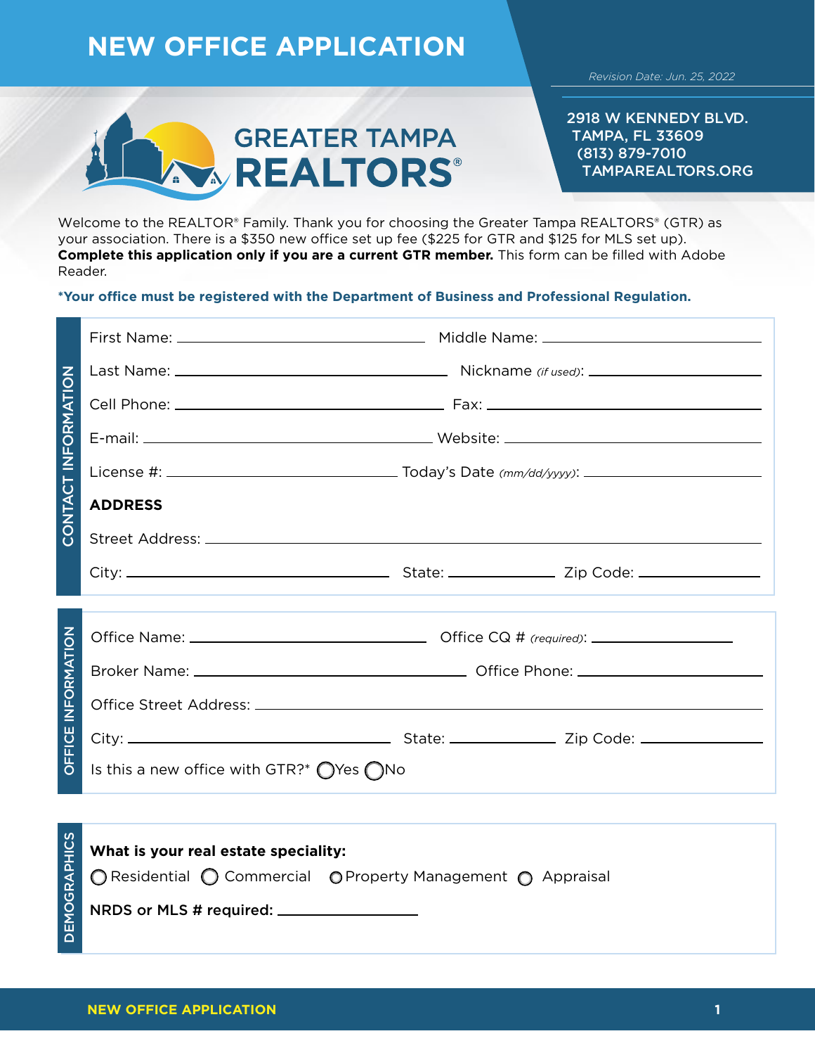# NEW OFFICE APPLICATION

*Revision Date: Jun. 25, 2022*

**GREATER TAMPA REALTORS®**

2918 W KENNEDY BLVD.
TAMPA, FL 33609
(813) 879-7010
TAMPAREALTORS.ORG

Welcome to the REALTOR® Family. Thank you for choosing the Greater Tampa REALTORS® (GTR) as your association. There is a $350 new office set up fee ($225 for GTR and $125 for MLS set up). **Complete this application only if you are a current GTR member.** This form can be filled with Adobe Reader.

**\*Your office must be registered with the Department of Business and Professional Regulation.**

## CONTACT INFORMATION

First Name: ______________________ Middle Name: ______________________

Last Name: ______________________ Nickname *(if used)*: ______________________

Cell Phone: ______________________ Fax: ______________________

E-mail: ______________________ Website: ______________________

License #: ______________________ Today's Date *(mm/dd/yyyy)*: ______________________

**ADDRESS**

Street Address: ______________________________________________

City: ______________________ State: __________ Zip Code: __________

## OFFICE INFORMATION

Office Name: ______________________ Office CQ # *(required)*: ______________________

Broker Name: ______________________ Office Phone: ______________________

Office Street Address: ______________________________________________

City: ______________________ State: __________ Zip Code: __________

Is this a new office with GTR?* ◯ Yes ◯ No

## DEMOGRAPHICS

**What is your real estate speciality:**

◯ Residential ◯ Commercial ◯ Property Management ◯ Appraisal

**NRDS or MLS # required:** ______________________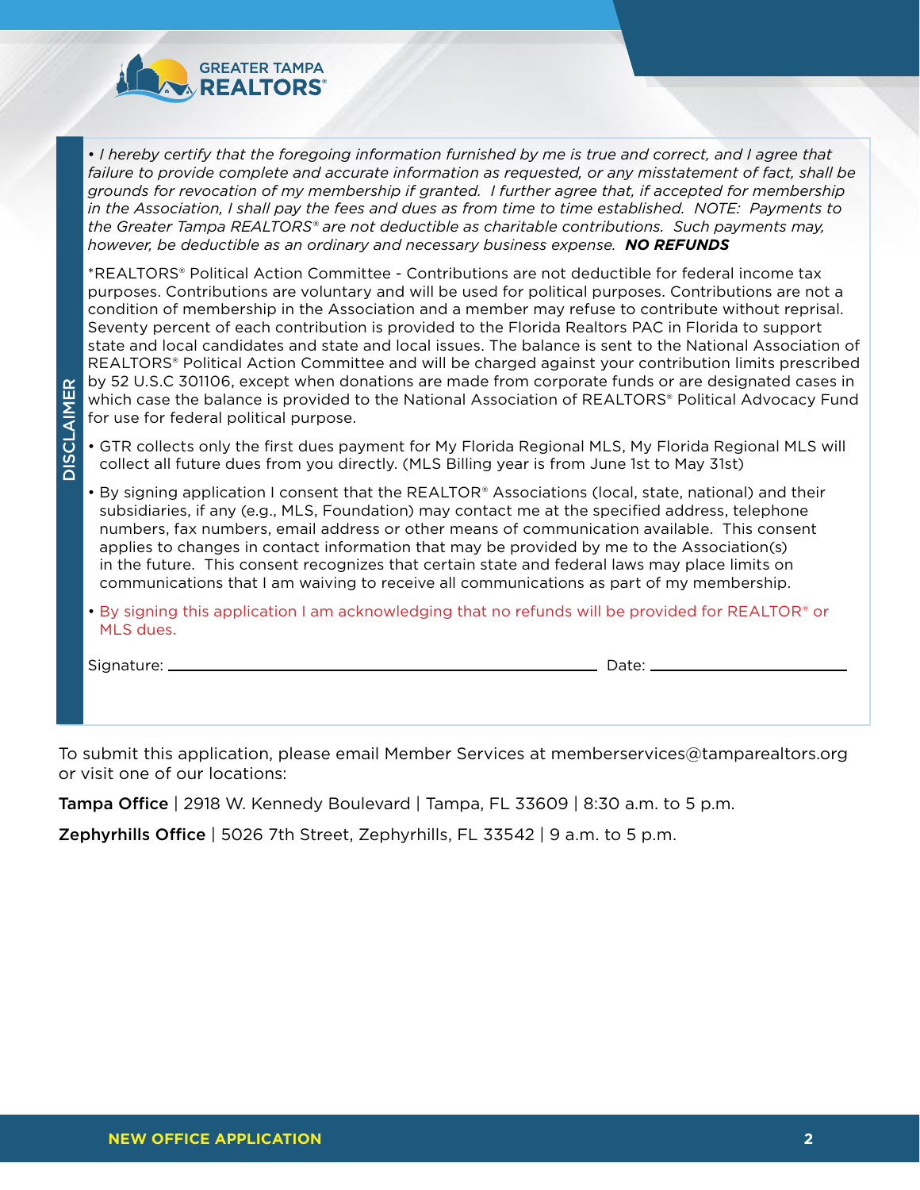GREATER TAMPA REALTORS®

## DISCLAIMER

*• I hereby certify that the foregoing information furnished by me is true and correct, and I agree that failure to provide complete and accurate information as requested, or any misstatement of fact, shall be grounds for revocation of my membership if granted. I further agree that, if accepted for membership in the Association, I shall pay the fees and dues as from time to time established. NOTE: Payments to the Greater Tampa REALTORS® are not deductible as charitable contributions. Such payments may, however, be deductible as an ordinary and necessary business expense.* ***NO REFUNDS***

*REALTORS® Political Action Committee - Contributions are not deductible for federal income tax purposes. Contributions are voluntary and will be used for political purposes. Contributions are not a condition of membership in the Association and a member may refuse to contribute without reprisal. Seventy percent of each contribution is provided to the Florida Realtors PAC in Florida to support state and local candidates and state and local issues. The balance is sent to the National Association of REALTORS® Political Action Committee and will be charged against your contribution limits prescribed by 52 U.S.C 301106, except when donations are made from corporate funds or are designated cases in which case the balance is provided to the National Association of REALTORS® Political Advocacy Fund for use for federal political purpose.

- GTR collects only the first dues payment for My Florida Regional MLS, My Florida Regional MLS will collect all future dues from you directly. (MLS Billing year is from June 1st to May 31st)
- By signing application I consent that the REALTOR® Associations (local, state, national) and their subsidiaries, if any (e.g., MLS, Foundation) may contact me at the specified address, telephone numbers, fax numbers, email address or other means of communication available. This consent applies to changes in contact information that may be provided by me to the Association(s) in the future. This consent recognizes that certain state and federal laws may place limits on communications that I am waiving to receive all communications as part of my membership.
- By signing this application I am acknowledging that no refunds will be provided for REALTOR® or MLS dues.

Signature: ______________________________ Date: ________________

To submit this application, please email Member Services at memberservices@tamparealtors.org or visit one of our locations:

**Tampa Office** | 2918 W. Kennedy Boulevard | Tampa, FL 33609 | 8:30 a.m. to 5 p.m.

**Zephyrhills Office** | 5026 7th Street, Zephyrhills, FL 33542 | 9 a.m. to 5 p.m.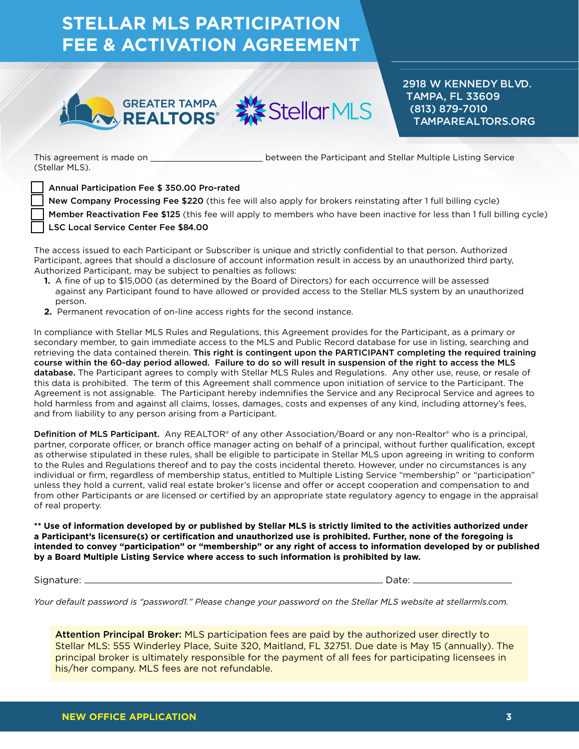# STELLAR MLS PARTICIPATION FEE & ACTIVATION AGREEMENT

GREATER TAMPA REALTORS® StellarMLS

2918 W KENNEDY BLVD.
TAMPA, FL 33609
(813) 879-7010
TAMPAREALTORS.ORG

This agreement is made on _______________________ between the Participant and Stellar Multiple Listing Service (Stellar MLS).

- ☐ **Annual Participation Fee $ 350.00 Pro-rated**
- ☐ **New Company Processing Fee $220** (this fee will also apply for brokers reinstating after 1 full billing cycle)
- ☐ **Member Reactivation Fee $125** (this fee will apply to members who have been inactive for less than 1 full billing cycle)
- ☐ **LSC Local Service Center Fee $84.00**

The access issued to each Participant or Subscriber is unique and strictly confidential to that person. Authorized Participant, agrees that should a disclosure of account information result in access by an unauthorized third party, Authorized Participant, may be subject to penalties as follows:

1. A fine of up to $15,000 (as determined by the Board of Directors) for each occurrence will be assessed against any Participant found to have allowed or provided access to the Stellar MLS system by an unauthorized person.
2. Permanent revocation of on-line access rights for the second instance.

In compliance with Stellar MLS Rules and Regulations, this Agreement provides for the Participant, as a primary or secondary member, to gain immediate access to the MLS and Public Record database for use in listing, searching and retrieving the data contained therein. **This right is contingent upon the PARTICIPANT completing the required training course within the 60-day period allowed. Failure to do so will result in suspension of the right to access the MLS database.** The Participant agrees to comply with Stellar MLS Rules and Regulations. Any other use, reuse, or resale of this data is prohibited. The term of this Agreement shall commence upon initiation of service to the Participant. The Agreement is not assignable. The Participant hereby indemnifies the Service and any Reciprocal Service and agrees to hold harmless from and against all claims, losses, damages, costs and expenses of any kind, including attorney's fees, and from liability to any person arising from a Participant.

**Definition of MLS Participant.** Any REALTOR® of any other Association/Board or any non-Realtor® who is a principal, partner, corporate officer, or branch office manager acting on behalf of a principal, without further qualification, except as otherwise stipulated in these rules, shall be eligible to participate in Stellar MLS upon agreeing in writing to conform to the Rules and Regulations thereof and to pay the costs incidental thereto. However, under no circumstances is any individual or firm, regardless of membership status, entitled to Multiple Listing Service "membership" or "participation" unless they hold a current, valid real estate broker's license and offer or accept cooperation and compensation to and from other Participants or are licensed or certified by an appropriate state regulatory agency to engage in the appraisal of real property.

**\*\* Use of information developed by or published by Stellar MLS is strictly limited to the activities authorized under a Participant's licensure(s) or certification and unauthorized use is prohibited. Further, none of the foregoing is intended to convey "participation" or "membership" or any right of access to information developed by or published by a Board Multiple Listing Service where access to such information is prohibited by law.**

Signature: ____________________________________________ Date: ____________________

*Your default password is "password1." Please change your password on the Stellar MLS website at stellarmls.com.*

**Attention Principal Broker:** MLS participation fees are paid by the authorized user directly to Stellar MLS: 555 Winderley Place, Suite 320, Maitland, FL 32751. Due date is May 15 (annually). The principal broker is ultimately responsible for the payment of all fees for participating licensees in his/her company. MLS fees are not refundable.

NEW OFFICE APPLICATION